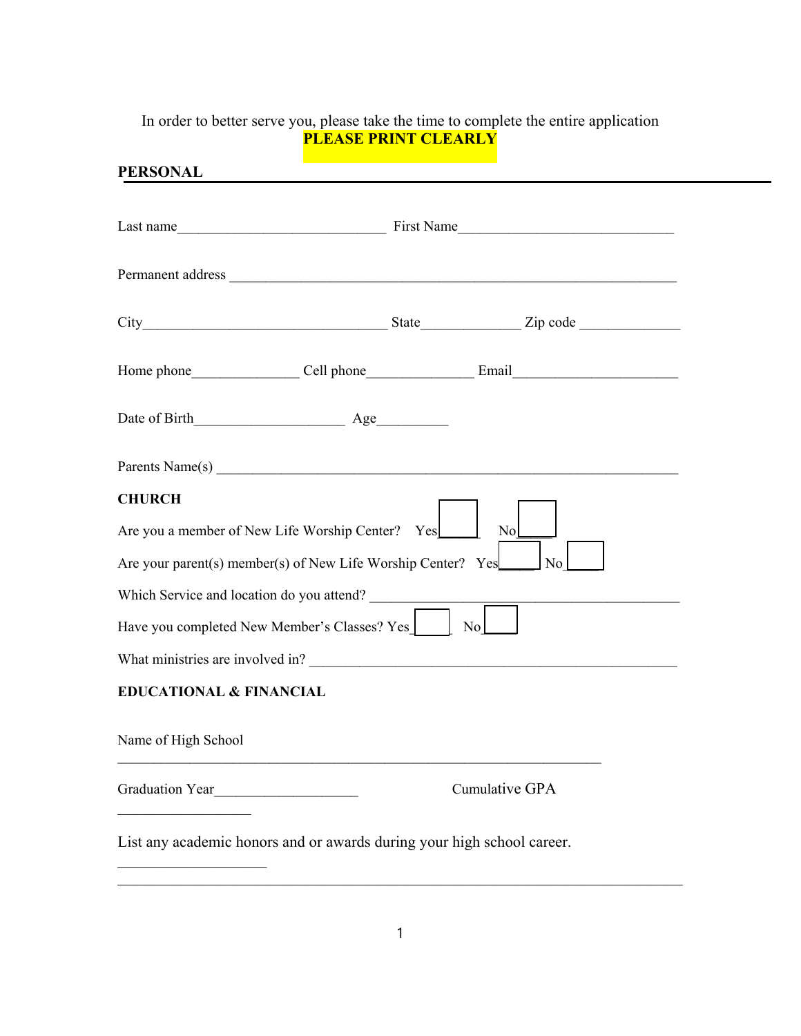In order to better serve you, please take the time to complete the entire application

**PLEASE PRINT CLEARLY**

## PERSONAL

Last name______________________________ First Name_______________________________

Permanent address _________________________________________________________________

City___________________________________ State______________ Zip code ______________

Home phone_______________ Cell phone_______________ Email_______________________

Date of Birth_____________________ Age__________

Parents Name(s) ___________________________________________________________________

## CHURCH

Are you a member of New Life Worship Center? Yes☐ No☐

Are your parent(s) member(s) of New Life Worship Center? Yes☐ No☐

Which Service and location do you attend? _____________________________________________

Have you completed New Member's Classes? Yes☐ No☐

What ministries are involved in? ____________________________________________________

## EDUCATIONAL & FINANCIAL

Name of High School

______________________________________________________________________

Graduation Year____________________ Cumulative GPA

___________________

List any academic honors and or awards during your high school career.

____________________

________________________________________________________________________________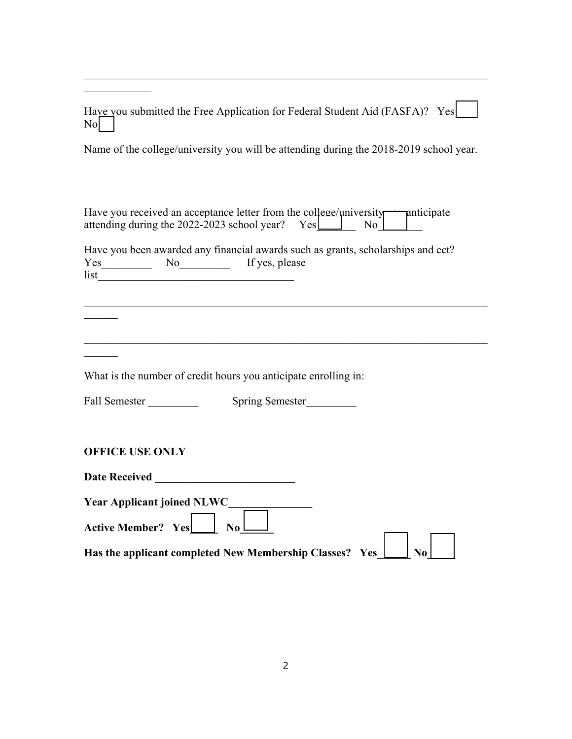______________________________________________________________________________
____________

Have you submitted the Free Application for Federal Student Aid (FASFA)? Yes☐ No☐

Name of the college/university you will be attending during the 2018-2019 school year.

Have you received an acceptance letter from the college/university ☐ anticipate attending during the 2022-2023 school year? Yes☐ No☐

Have you been awarded any financial awards such as grants, scholarships and ect? Yes_________ No_________ If yes, please list____________________________________

______________________________________________________________________________
______

______________________________________________________________________________
______

What is the number of credit hours you anticipate enrolling in:

Fall Semester _________ Spring Semester_________

**OFFICE USE ONLY**

**Date Received _________________________**

**Year Applicant joined NLWC_______________**

**Active Member? Yes☐ No☐**

**Has the applicant completed New Membership Classes? Yes☐ No☐**